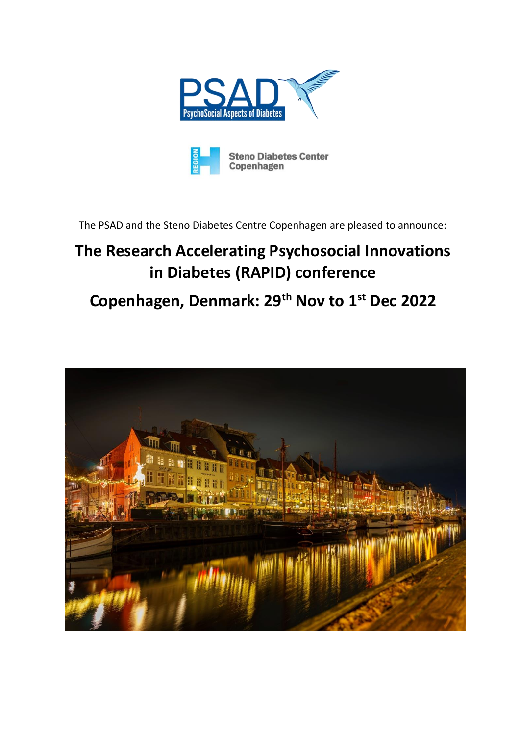The PSAD and the Steno Diabetes Centre Copenhagen are pleased to announce:

# The Research Accelerating Psychosocial Innovations in Diabetes (RAPID) conference

## Copenhagen, Denmark: 29th Nov to 1st Dec 2022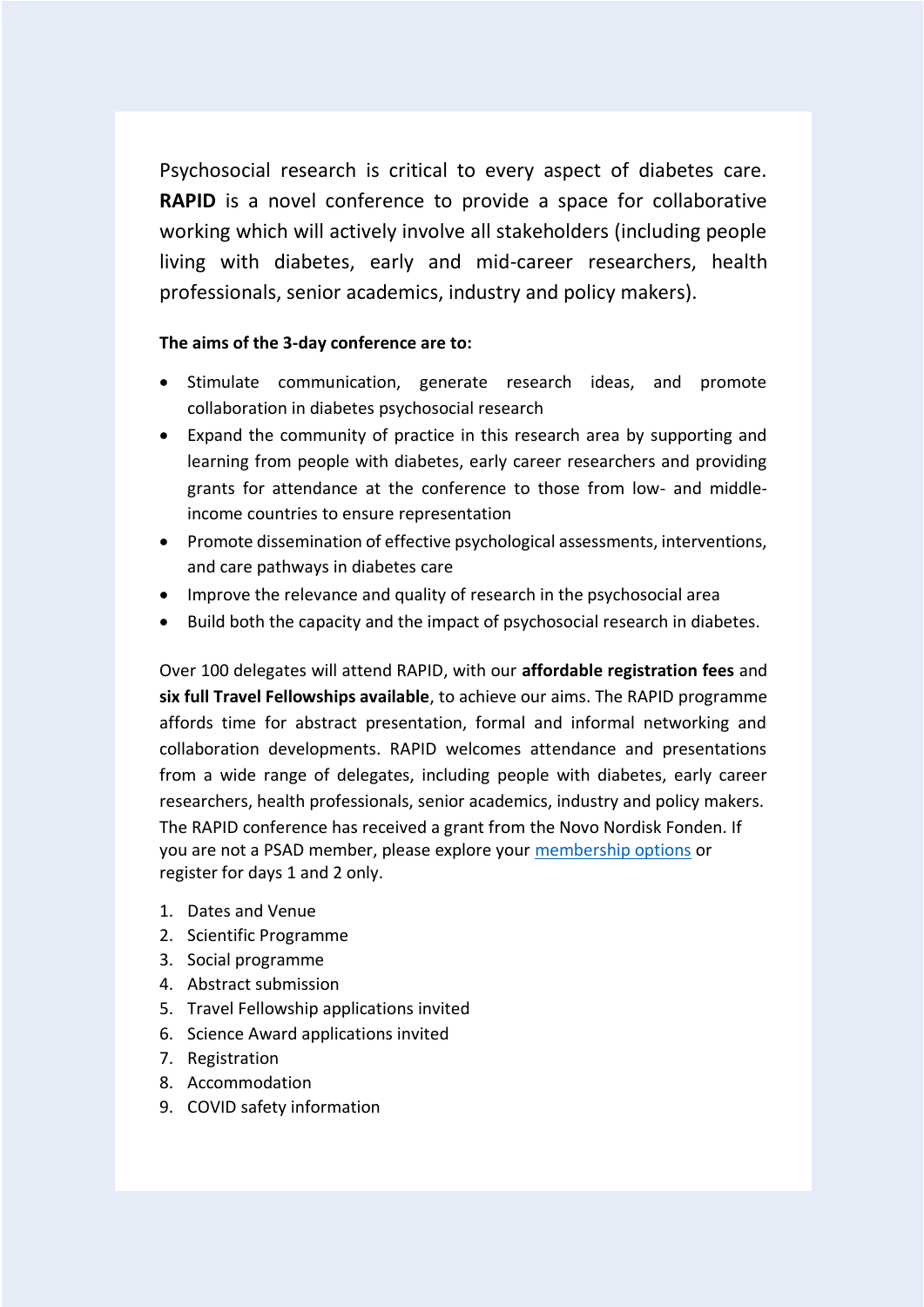Psychosocial research is critical to every aspect of diabetes care. **RAPID** is a novel conference to provide a space for collaborative working which will actively involve all stakeholders (including people living with diabetes, early and mid-career researchers, health professionals, senior academics, industry and policy makers).

**The aims of the 3-day conference are to:**

- Stimulate communication, generate research ideas, and promote collaboration in diabetes psychosocial research
- Expand the community of practice in this research area by supporting and learning from people with diabetes, early career researchers and providing grants for attendance at the conference to those from low- and middle-income countries to ensure representation
- Promote dissemination of effective psychological assessments, interventions, and care pathways in diabetes care
- Improve the relevance and quality of research in the psychosocial area
- Build both the capacity and the impact of psychosocial research in diabetes.

Over 100 delegates will attend RAPID, with our **affordable registration fees** and **six full Travel Fellowships available**, to achieve our aims. The RAPID programme affords time for abstract presentation, formal and informal networking and collaboration developments. RAPID welcomes attendance and presentations from a wide range of delegates, including people with diabetes, early career researchers, health professionals, senior academics, industry and policy makers. The RAPID conference has received a grant from the Novo Nordisk Fonden. If you are not a PSAD member, please explore your membership options or register for days 1 and 2 only.

1. Dates and Venue
2. Scientific Programme
3. Social programme
4. Abstract submission
5. Travel Fellowship applications invited
6. Science Award applications invited
7. Registration
8. Accommodation
9. COVID safety information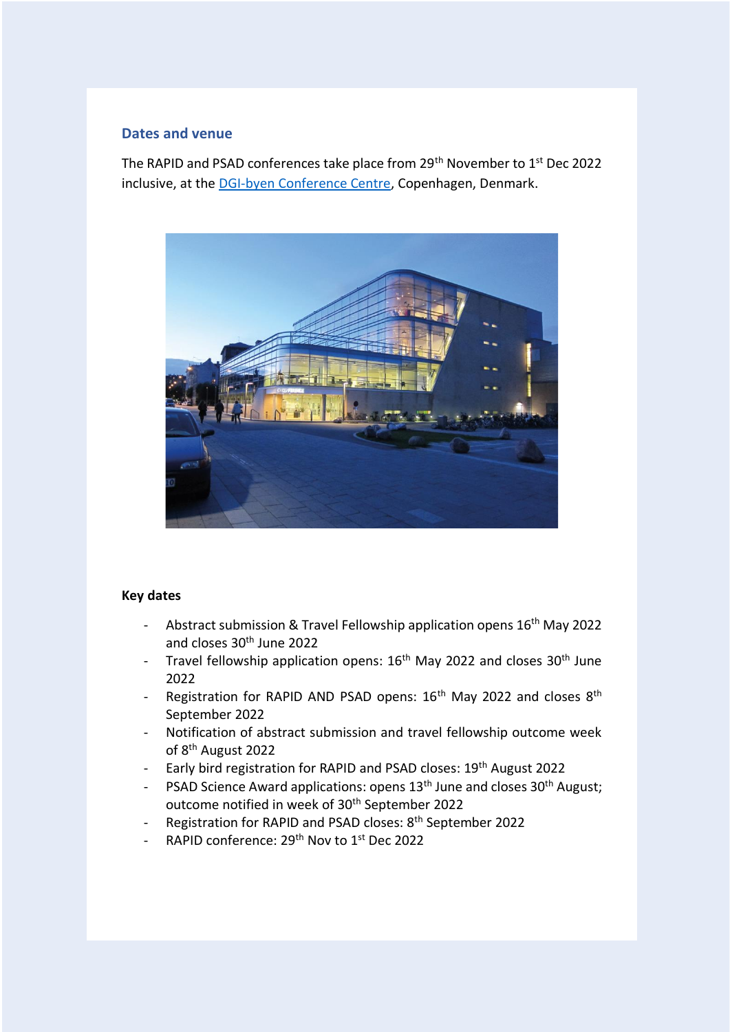## Dates and venue

The RAPID and PSAD conferences take place from 29th November to 1st Dec 2022 inclusive, at the DGI-byen Conference Centre, Copenhagen, Denmark.

**Key dates**

- Abstract submission & Travel Fellowship application opens 16th May 2022 and closes 30th June 2022
- Travel fellowship application opens: 16th May 2022 and closes 30th June 2022
- Registration for RAPID AND PSAD opens: 16th May 2022 and closes 8th September 2022
- Notification of abstract submission and travel fellowship outcome week of 8th August 2022
- Early bird registration for RAPID and PSAD closes: 19th August 2022
- PSAD Science Award applications: opens 13th June and closes 30th August; outcome notified in week of 30th September 2022
- Registration for RAPID and PSAD closes: 8th September 2022
- RAPID conference: 29th Nov to 1st Dec 2022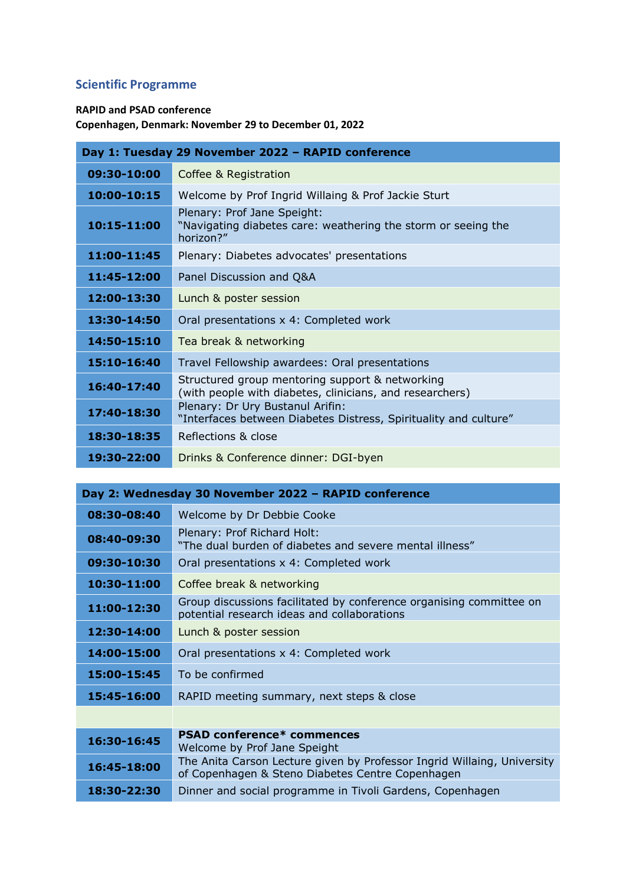## Scientific Programme

**RAPID and PSAD conference**
**Copenhagen, Denmark: November 29 to December 01, 2022**

| **Day 1: Tuesday 29 November 2022 – RAPID conference** | |
|---|---|
| **09:30-10:00** | Coffee & Registration |
| **10:00-10:15** | Welcome by Prof Ingrid Willaing & Prof Jackie Sturt |
| **10:15-11:00** | Plenary: Prof Jane Speight: "Navigating diabetes care: weathering the storm or seeing the horizon?" |
| **11:00-11:45** | Plenary: Diabetes advocates' presentations |
| **11:45-12:00** | Panel Discussion and Q&A |
| **12:00-13:30** | Lunch & poster session |
| **13:30-14:50** | Oral presentations x 4: Completed work |
| **14:50-15:10** | Tea break & networking |
| **15:10-16:40** | Travel Fellowship awardees: Oral presentations |
| **16:40-17:40** | Structured group mentoring support & networking (with people with diabetes, clinicians, and researchers) |
| **17:40-18:30** | Plenary: Dr Ury Bustanul Arifin: "Interfaces between Diabetes Distress, Spirituality and culture" |
| **18:30-18:35** | Reflections & close |
| **19:30-22:00** | Drinks & Conference dinner: DGI-byen |

| **Day 2: Wednesday 30 November 2022 – RAPID conference** | |
|---|---|
| **08:30-08:40** | Welcome by Dr Debbie Cooke |
| **08:40-09:30** | Plenary: Prof Richard Holt: "The dual burden of diabetes and severe mental illness" |
| **09:30-10:30** | Oral presentations x 4: Completed work |
| **10:30-11:00** | Coffee break & networking |
| **11:00-12:30** | Group discussions facilitated by conference organising committee on potential research ideas and collaborations |
| **12:30-14:00** | Lunch & poster session |
| **14:00-15:00** | Oral presentations x 4: Completed work |
| **15:00-15:45** | To be confirmed |
| **15:45-16:00** | RAPID meeting summary, next steps & close |
| | |
| **16:30-16:45** | **PSAD conference\* commences** Welcome by Prof Jane Speight |
| **16:45-18:00** | The Anita Carson Lecture given by Professor Ingrid Willaing, University of Copenhagen & Steno Diabetes Centre Copenhagen |
| **18:30-22:30** | Dinner and social programme in Tivoli Gardens, Copenhagen |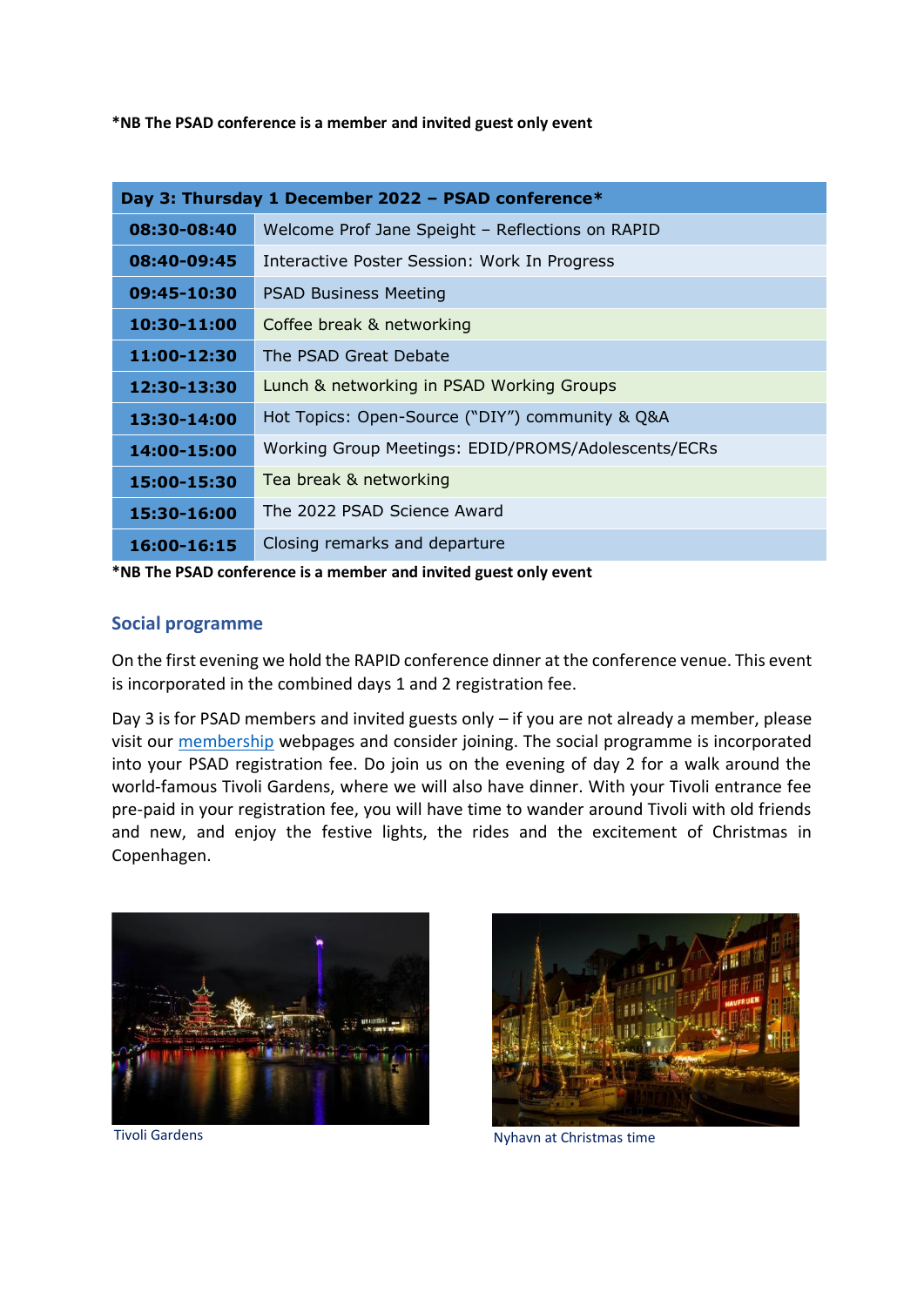**\*NB The PSAD conference is a member and invited guest only event**

| Day 3: Thursday 1 December 2022 – PSAD conference* | |
|---|---|
| **08:30-08:40** | Welcome Prof Jane Speight – Reflections on RAPID |
| **08:40-09:45** | Interactive Poster Session: Work In Progress |
| **09:45-10:30** | PSAD Business Meeting |
| **10:30-11:00** | Coffee break & networking |
| **11:00-12:30** | The PSAD Great Debate |
| **12:30-13:30** | Lunch & networking in PSAD Working Groups |
| **13:30-14:00** | Hot Topics: Open-Source ("DIY") community & Q&A |
| **14:00-15:00** | Working Group Meetings: EDID/PROMS/Adolescents/ECRs |
| **15:00-15:30** | Tea break & networking |
| **15:30-16:00** | The 2022 PSAD Science Award |
| **16:00-16:15** | Closing remarks and departure |

**\*NB The PSAD conference is a member and invited guest only event**

## Social programme

On the first evening we hold the RAPID conference dinner at the conference venue. This event is incorporated in the combined days 1 and 2 registration fee.

Day 3 is for PSAD members and invited guests only – if you are not already a member, please visit our membership webpages and consider joining. The social programme is incorporated into your PSAD registration fee. Do join us on the evening of day 2 for a walk around the world-famous Tivoli Gardens, where we will also have dinner. With your Tivoli entrance fee pre-paid in your registration fee, you will have time to wander around Tivoli with old friends and new, and enjoy the festive lights, the rides and the excitement of Christmas in Copenhagen.

Tivoli Gardens

Nyhavn at Christmas time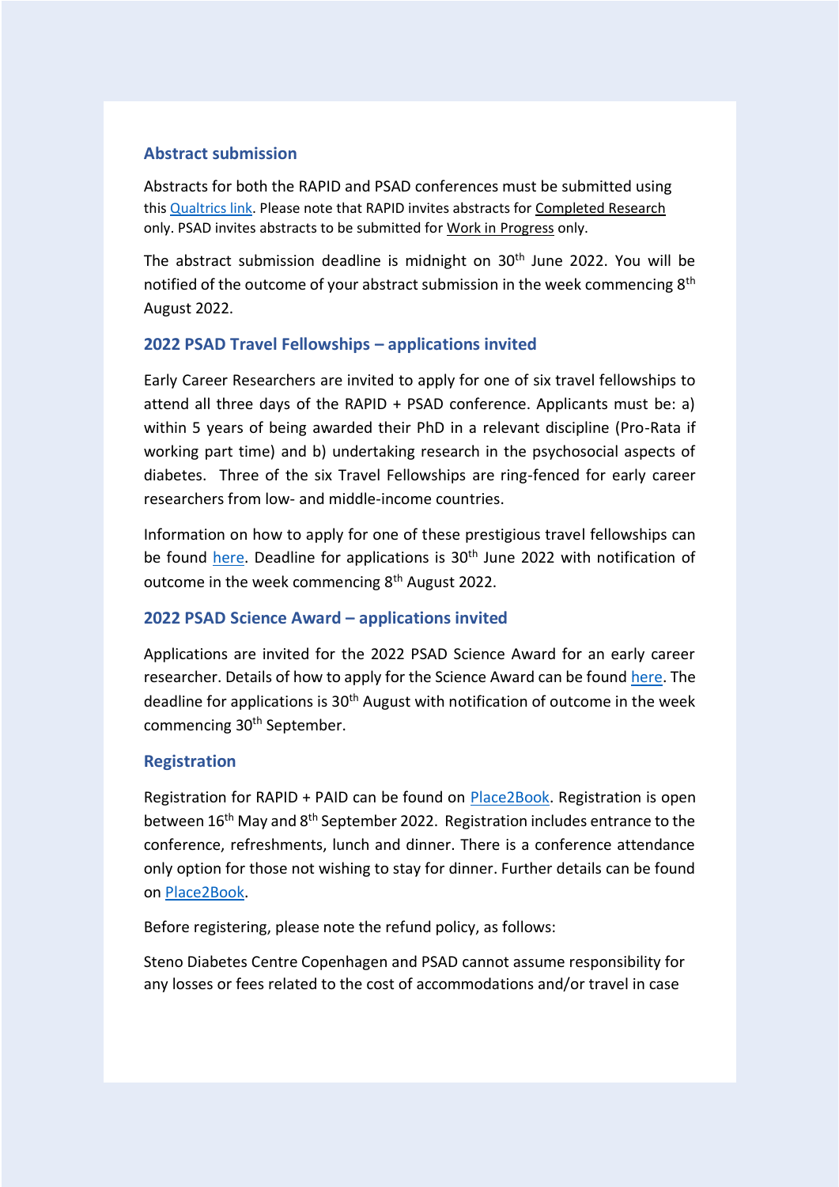## Abstract submission

Abstracts for both the RAPID and PSAD conferences must be submitted using this Qualtrics link. Please note that RAPID invites abstracts for Completed Research only. PSAD invites abstracts to be submitted for Work in Progress only.

The abstract submission deadline is midnight on 30th June 2022. You will be notified of the outcome of your abstract submission in the week commencing 8th August 2022.

## 2022 PSAD Travel Fellowships – applications invited

Early Career Researchers are invited to apply for one of six travel fellowships to attend all three days of the RAPID + PSAD conference. Applicants must be: a) within 5 years of being awarded their PhD in a relevant discipline (Pro-Rata if working part time) and b) undertaking research in the psychosocial aspects of diabetes. Three of the six Travel Fellowships are ring-fenced for early career researchers from low- and middle-income countries.

Information on how to apply for one of these prestigious travel fellowships can be found here. Deadline for applications is 30th June 2022 with notification of outcome in the week commencing 8th August 2022.

## 2022 PSAD Science Award – applications invited

Applications are invited for the 2022 PSAD Science Award for an early career researcher. Details of how to apply for the Science Award can be found here. The deadline for applications is 30th August with notification of outcome in the week commencing 30th September.

## Registration

Registration for RAPID + PAID can be found on Place2Book. Registration is open between 16th May and 8th September 2022. Registration includes entrance to the conference, refreshments, lunch and dinner. There is a conference attendance only option for those not wishing to stay for dinner. Further details can be found on Place2Book.

Before registering, please note the refund policy, as follows:

Steno Diabetes Centre Copenhagen and PSAD cannot assume responsibility for any losses or fees related to the cost of accommodations and/or travel in case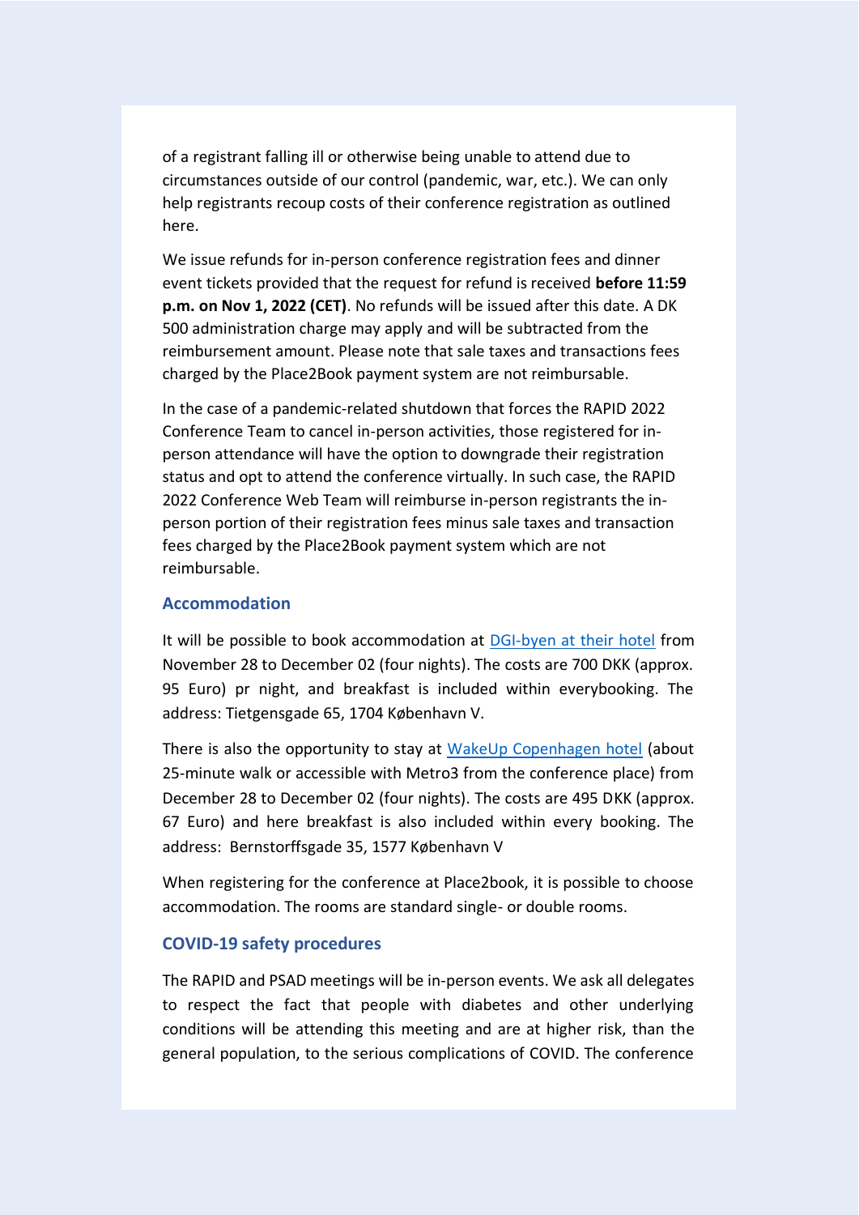of a registrant falling ill or otherwise being unable to attend due to circumstances outside of our control (pandemic, war, etc.). We can only help registrants recoup costs of their conference registration as outlined here.

We issue refunds for in-person conference registration fees and dinner event tickets provided that the request for refund is received **before 11:59 p.m. on Nov 1, 2022 (CET)**. No refunds will be issued after this date. A DK 500 administration charge may apply and will be subtracted from the reimbursement amount. Please note that sale taxes and transactions fees charged by the Place2Book payment system are not reimbursable.

In the case of a pandemic-related shutdown that forces the RAPID 2022 Conference Team to cancel in-person activities, those registered for in-person attendance will have the option to downgrade their registration status and opt to attend the conference virtually. In such case, the RAPID 2022 Conference Web Team will reimburse in-person registrants the in-person portion of their registration fees minus sale taxes and transaction fees charged by the Place2Book payment system which are not reimbursable.

### Accommodation

It will be possible to book accommodation at [DGI-byen at their hotel]() from November 28 to December 02 (four nights). The costs are 700 DKK (approx. 95 Euro) pr night, and breakfast is included within everybooking. The address: Tietgensgade 65, 1704 København V.

There is also the opportunity to stay at [WakeUp Copenhagen hotel]() (about 25-minute walk or accessible with Metro3 from the conference place) from December 28 to December 02 (four nights). The costs are 495 DKK (approx. 67 Euro) and here breakfast is also included within every booking. The address: Bernstorffsgade 35, 1577 København V

When registering for the conference at Place2book, it is possible to choose accommodation. The rooms are standard single- or double rooms.

### COVID-19 safety procedures

The RAPID and PSAD meetings will be in-person events. We ask all delegates to respect the fact that people with diabetes and other underlying conditions will be attending this meeting and are at higher risk, than the general population, to the serious complications of COVID. The conference